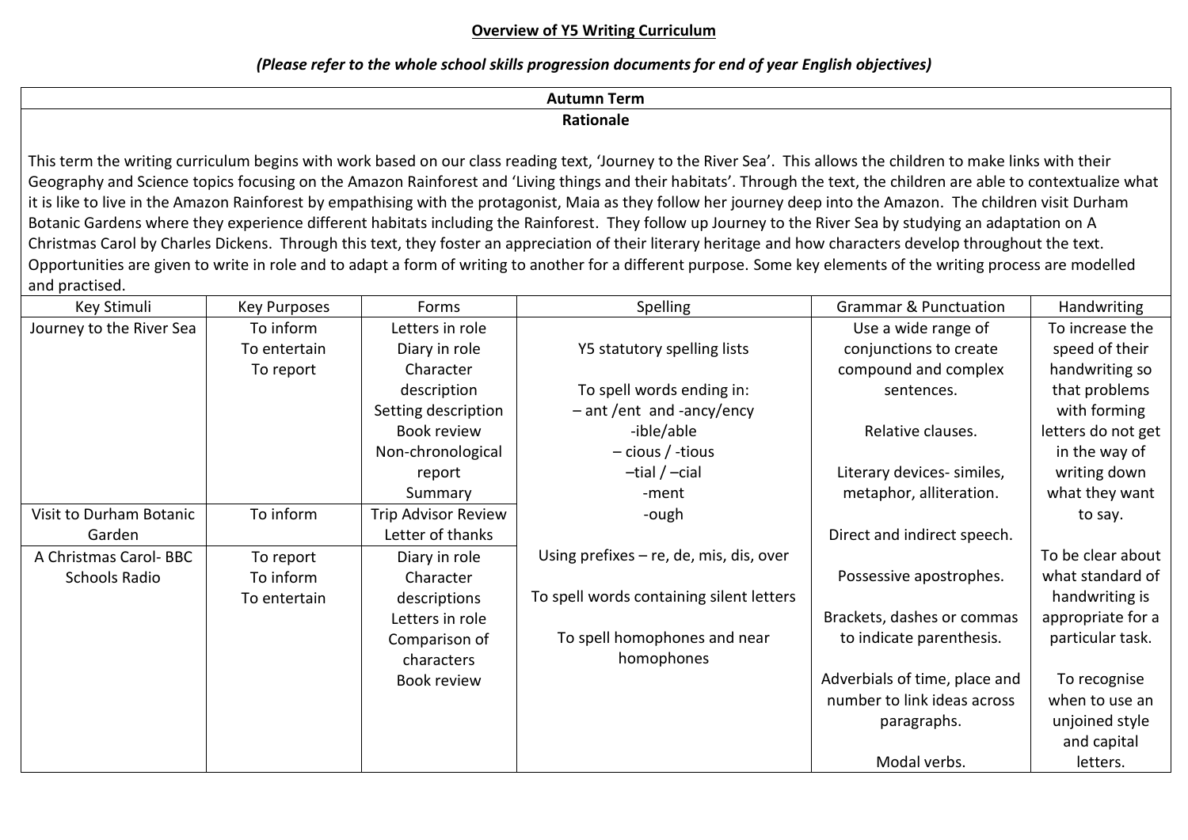# Overview of Y5 Writing Curriculum

*(Please refer to the whole school skills progression documents for end of year English objectives)*

## Autumn Term

### Rationale

This term the writing curriculum begins with work based on our class reading text, 'Journey to the River Sea'. This allows the children to make links with their Geography and Science topics focusing on the Amazon Rainforest and 'Living things and their habitats'. Through the text, the children are able to contextualize what it is like to live in the Amazon Rainforest by empathising with the protagonist, Maia as they follow her journey deep into the Amazon. The children visit Durham Botanic Gardens where they experience different habitats including the Rainforest. They follow up Journey to the River Sea by studying an adaptation on A Christmas Carol by Charles Dickens. Through this text, they foster an appreciation of their literary heritage and how characters develop throughout the text. Opportunities are given to write in role and to adapt a form of writing to another for a different purpose. Some key elements of the writing process are modelled and practised.

| Key Stimuli | Key Purposes | Forms | Spelling | Grammar & Punctuation | Handwriting |
|---|---|---|---|---|---|
| Journey to the River Sea | To inform<br>To entertain<br>To report | Letters in role<br>Diary in role<br>Character description<br>Setting description<br>Book review<br>Non-chronological report<br>Summary | Y5 statutory spelling lists<br><br>To spell words ending in:<br>– ant /ent and -ancy/ency<br>-ible/able<br>– cious / -tious<br>–tial / –cial<br>-ment<br>-ough<br><br>Using prefixes – re, de, mis, dis, over<br><br>To spell words containing silent letters<br><br>To spell homophones and near homophones | Use a wide range of conjunctions to create compound and complex sentences.<br><br>Relative clauses.<br><br>Literary devices- similes, metaphor, alliteration.<br><br>Direct and indirect speech.<br><br>Possessive apostrophes.<br><br>Brackets, dashes or commas to indicate parenthesis.<br><br>Adverbials of time, place and number to link ideas across paragraphs.<br><br>Modal verbs. | To increase the speed of their handwriting so that problems with forming letters do not get in the way of writing down what they want to say.<br><br>To be clear about what standard of handwriting is appropriate for a particular task.<br><br>To recognise when to use an unjoined style and capital letters. |
| Visit to Durham Botanic Garden | To inform | Trip Advisor Review<br>Letter of thanks | | | |
| A Christmas Carol- BBC Schools Radio | To report<br>To inform<br>To entertain | Diary in role<br>Character descriptions<br>Letters in role<br>Comparison of characters<br>Book review | | | |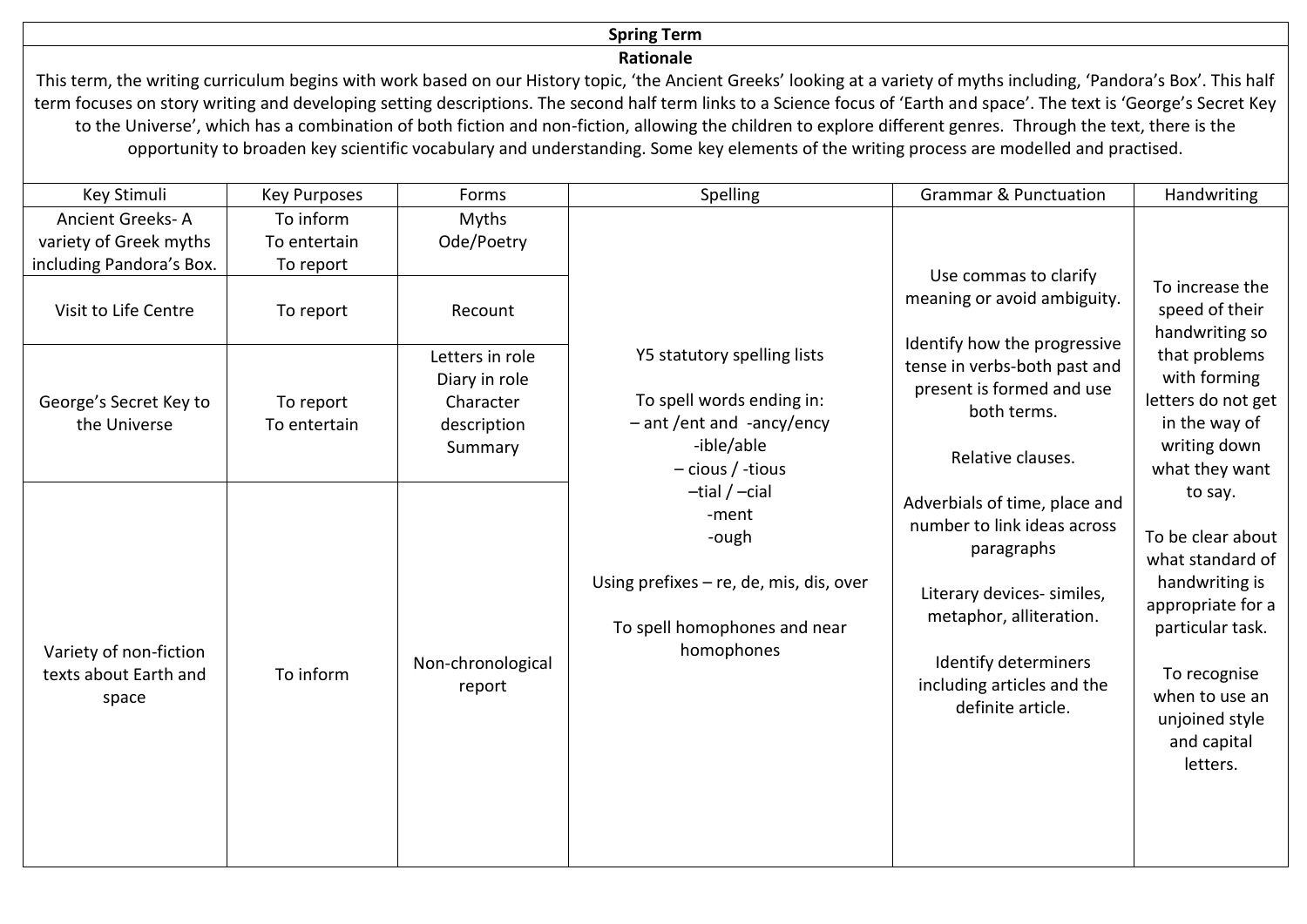## Spring Term

### Rationale

This term, the writing curriculum begins with work based on our History topic, 'the Ancient Greeks' looking at a variety of myths including, 'Pandora's Box'. This half term focuses on story writing and developing setting descriptions. The second half term links to a Science focus of 'Earth and space'. The text is 'George's Secret Key to the Universe', which has a combination of both fiction and non-fiction, allowing the children to explore different genres. Through the text, there is the opportunity to broaden key scientific vocabulary and understanding. Some key elements of the writing process are modelled and practised.

| Key Stimuli | Key Purposes | Forms | Spelling | Grammar & Punctuation | Handwriting |
|---|---|---|---|---|---|
| Ancient Greeks- A variety of Greek myths including Pandora's Box. | To inform<br>To entertain<br>To report | Myths<br>Ode/Poetry | Y5 statutory spelling lists<br><br>To spell words ending in:<br>– ant /ent and -ancy/ency<br>-ible/able<br>– cious / -tious<br>–tial / –cial<br>-ment<br>-ough<br><br>Using prefixes – re, de, mis, dis, over<br><br>To spell homophones and near homophones | Use commas to clarify meaning or avoid ambiguity.<br><br>Identify how the progressive tense in verbs-both past and present is formed and use both terms.<br><br>Relative clauses.<br><br>Adverbials of time, place and number to link ideas across paragraphs<br><br>Literary devices- similes, metaphor, alliteration.<br><br>Identify determiners including articles and the definite article. | To increase the speed of their handwriting so that problems with forming letters do not get in the way of writing down what they want to say.<br><br>To be clear about what standard of handwriting is appropriate for a particular task.<br><br>To recognise when to use an unjoined style and capital letters. |
| Visit to Life Centre | To report | Recount | | | |
| George's Secret Key to the Universe | To report<br>To entertain | Letters in role<br>Diary in role<br>Character description<br>Summary | | | |
| Variety of non-fiction texts about Earth and space | To inform | Non-chronological report | | | |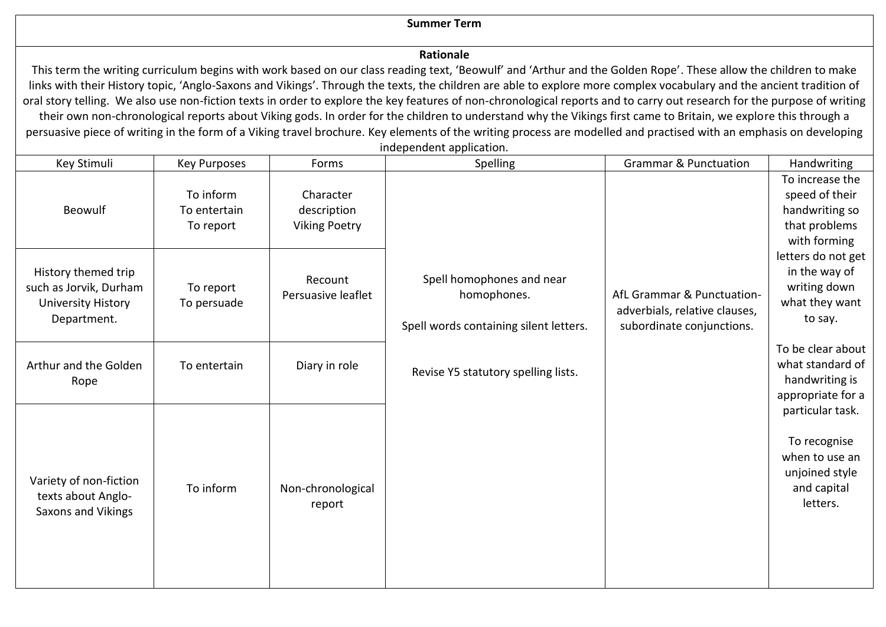**Summer Term**

**Rationale**

This term the writing curriculum begins with work based on our class reading text, 'Beowulf' and 'Arthur and the Golden Rope'. These allow the children to make links with their History topic, 'Anglo-Saxons and Vikings'. Through the texts, the children are able to explore more complex vocabulary and the ancient tradition of oral story telling. We also use non-fiction texts in order to explore the key features of non-chronological reports and to carry out research for the purpose of writing their own non-chronological reports about Viking gods. In order for the children to understand why the Vikings first came to Britain, we explore this through a persuasive piece of writing in the form of a Viking travel brochure. Key elements of the writing process are modelled and practised with an emphasis on developing independent application.

| Key Stimuli | Key Purposes | Forms | Spelling | Grammar & Punctuation | Handwriting |
|---|---|---|---|---|---|
| Beowulf | To inform<br>To entertain<br>To report | Character description<br>Viking Poetry | Spell homophones and near homophones.<br><br>Spell words containing silent letters.<br><br>Revise Y5 statutory spelling lists. | AfL Grammar & Punctuation- adverbials, relative clauses, subordinate conjunctions. | To increase the speed of their handwriting so that problems with forming letters do not get in the way of writing down what they want to say.<br><br>To be clear about what standard of handwriting is appropriate for a particular task.<br><br>To recognise when to use an unjoined style and capital letters. |
| History themed trip such as Jorvik, Durham University History Department. | To report<br>To persuade | Recount<br>Persuasive leaflet | | | |
| Arthur and the Golden Rope | To entertain | Diary in role | | | |
| Variety of non-fiction texts about Anglo-Saxons and Vikings | To inform | Non-chronological report | | | |